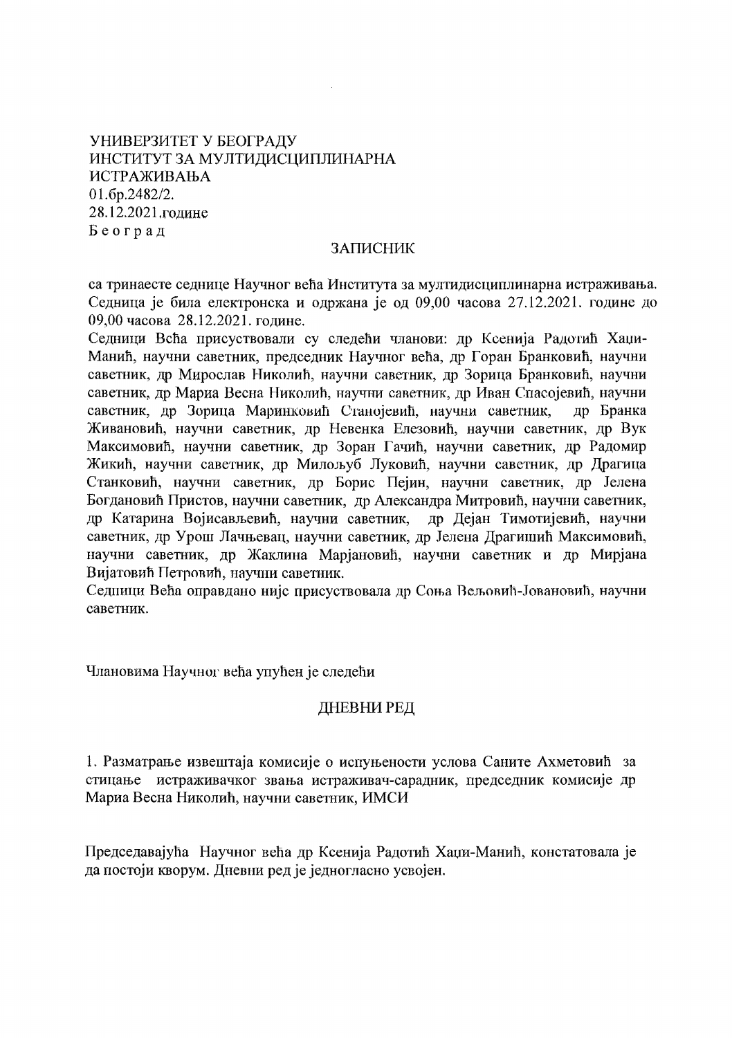УНИВЕРЗИТЕТ У БЕОГРАДУ
ИНСТИТУТ ЗА МУЛТИДИСЦИПЛИНАРНА
ИСТРАЖИВАЊА
01.бр.2482/2.
28.12.2021.године
Б е о г р а д

ЗАПИСНИК

са тринаесте седнице Научног већа Института за мултидисциплинарна истраживања. Седница је била електронска и одржана је од 09,00 часова 27.12.2021. године до 09,00 часова 28.12.2021. године.

Седници Већа присуствовали су следећи чланови: др Ксенија Радотић Хаџи-Манић, научни саветник, председник Научног већа, др Горан Бранковић, научни саветник, др Мирослав Николић, научни саветник, др Зорица Бранковић, научни саветник, др Мариа Весна Николић, научни саветник, др Иван Спасојевић, научни саветник, др Зорица Маринковић Станојевић, научни саветник, др Бранка Живановић, научни саветник, др Невенка Елезовић, научни саветник, др Вук Максимовић, научни саветник, др Зоран Гачић, научни саветник, др Радомир Жикић, научни саветник, др Милољуб Луковић, научни саветник, др Драгица Станковић, научни саветник, др Борис Пејин, научни саветник, др Јелена Богдановић Пристов, научни саветник, др Александра Митровић, научни саветник, др Катарина Војисављевић, научни саветник, др Дејан Тимотијевић, научни саветник, др Урош Лачњевац, научни саветник, др Јелена Драгишић Максимовић, научни саветник, др Жаклина Марјановић, научни саветник и др Мирјана Вијатовић Петровић, научни саветник.

Седници Већа оправдано није присуствовала др Соња Вељовић-Јовановић, научни саветник.

Члановима Научног већа упућен је следећи

ДНЕВНИ РЕД

1. Разматрање извештаја комисије о испуњености услова Саните Ахметовић за стицање истраживачког звања истраживач-сарадник, председник комисије др Мариа Весна Николић, научни саветник, ИМСИ

Председавајућа Научног већа др Ксенија Радотић Хаџи-Манић, констатовала је да постоји кворум. Дневни ред је једногласно усвојен.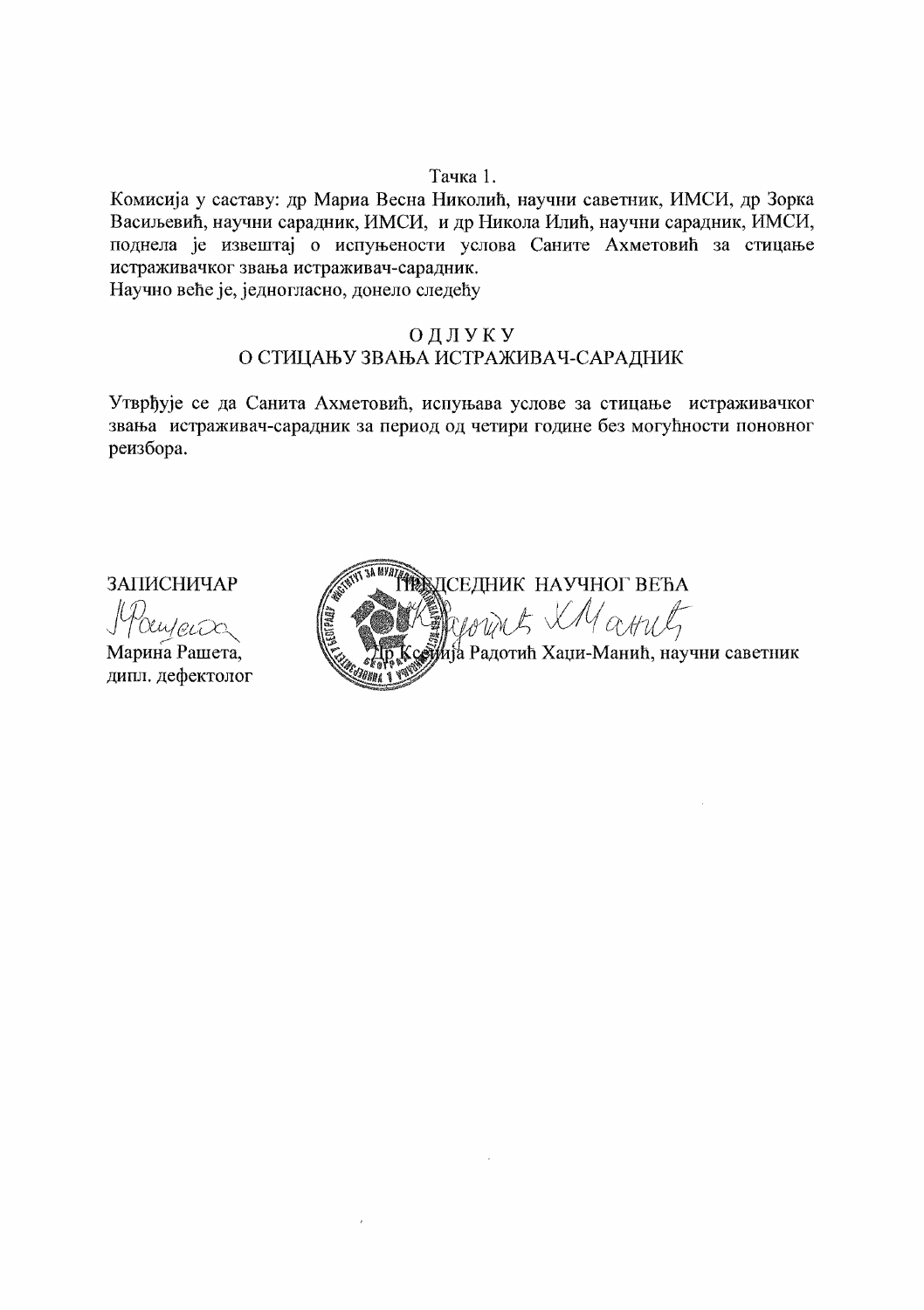Тачка 1.

Комисија у саставу: др Мариа Весна Николић, научни саветник, ИМСИ, др Зорка Васиљевић, научни сарадник, ИМСИ, и др Никола Илић, научни сарадник, ИМСИ, поднела је извештај о испуњености услова Саните Ахметовић за стицање истраживачког звања истраживач-сарадник.

Научно веће је, једногласно, донело следећу

## ОДЛУКУ
## О СТИЦАЊУ ЗВАЊА ИСТРАЖИВАЧ-САРАДНИК

Утврђује се да Санита Ахметовић, испуњава услове за стицање истраживачког звања истраживач-сарадник за период од четири године без могућности поновног реизбора.

ЗАПИСНИЧАР

Марина Рашета,
дипл. дефектолог

ПРЕДСЕДНИК НАУЧНОГ ВЕЋА

Др Ксенија Радотић Хаџи-Манић, научни саветник